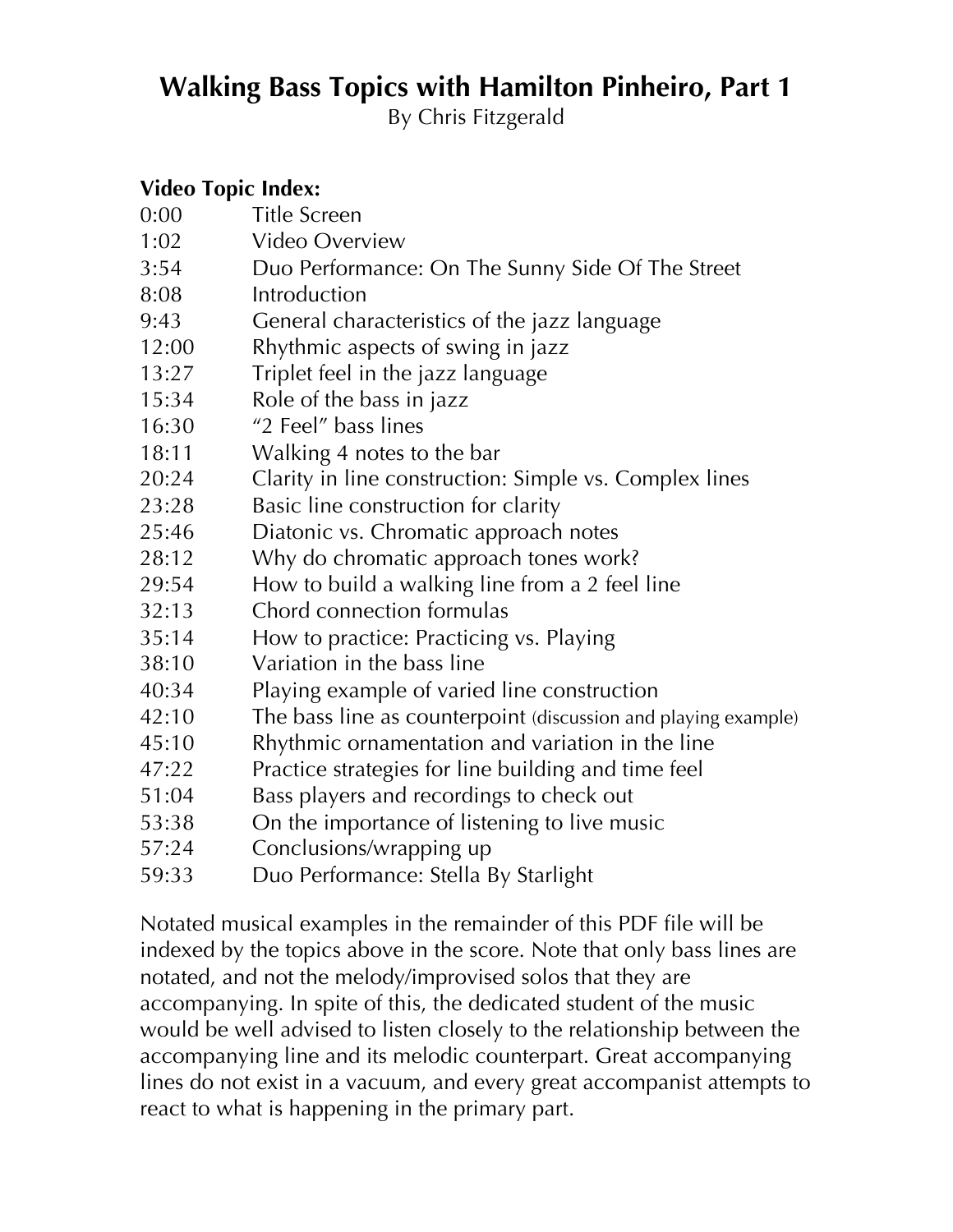# Walking Bass Topics with Hamilton Pinheiro, Part 1

By Chris Fitzgerald

**Video Topic Index:**

| | |
|---|---|
| 0:00 | Title Screen |
| 1:02 | Video Overview |
| 3:54 | Duo Performance: On The Sunny Side Of The Street |
| 8:08 | Introduction |
| 9:43 | General characteristics of the jazz language |
| 12:00 | Rhythmic aspects of swing in jazz |
| 13:27 | Triplet feel in the jazz language |
| 15:34 | Role of the bass in jazz |
| 16:30 | "2 Feel" bass lines |
| 18:11 | Walking 4 notes to the bar |
| 20:24 | Clarity in line construction: Simple vs. Complex lines |
| 23:28 | Basic line construction for clarity |
| 25:46 | Diatonic vs. Chromatic approach notes |
| 28:12 | Why do chromatic approach tones work? |
| 29:54 | How to build a walking line from a 2 feel line |
| 32:13 | Chord connection formulas |
| 35:14 | How to practice: Practicing vs. Playing |
| 38:10 | Variation in the bass line |
| 40:34 | Playing example of varied line construction |
| 42:10 | The bass line as counterpoint (discussion and playing example) |
| 45:10 | Rhythmic ornamentation and variation in the line |
| 47:22 | Practice strategies for line building and time feel |
| 51:04 | Bass players and recordings to check out |
| 53:38 | On the importance of listening to live music |
| 57:24 | Conclusions/wrapping up |
| 59:33 | Duo Performance: Stella By Starlight |

Notated musical examples in the remainder of this PDF file will be indexed by the topics above in the score. Note that only bass lines are notated, and not the melody/improvised solos that they are accompanying. In spite of this, the dedicated student of the music would be well advised to listen closely to the relationship between the accompanying line and its melodic counterpart. Great accompanying lines do not exist in a vacuum, and every great accompanist attempts to react to what is happening in the primary part.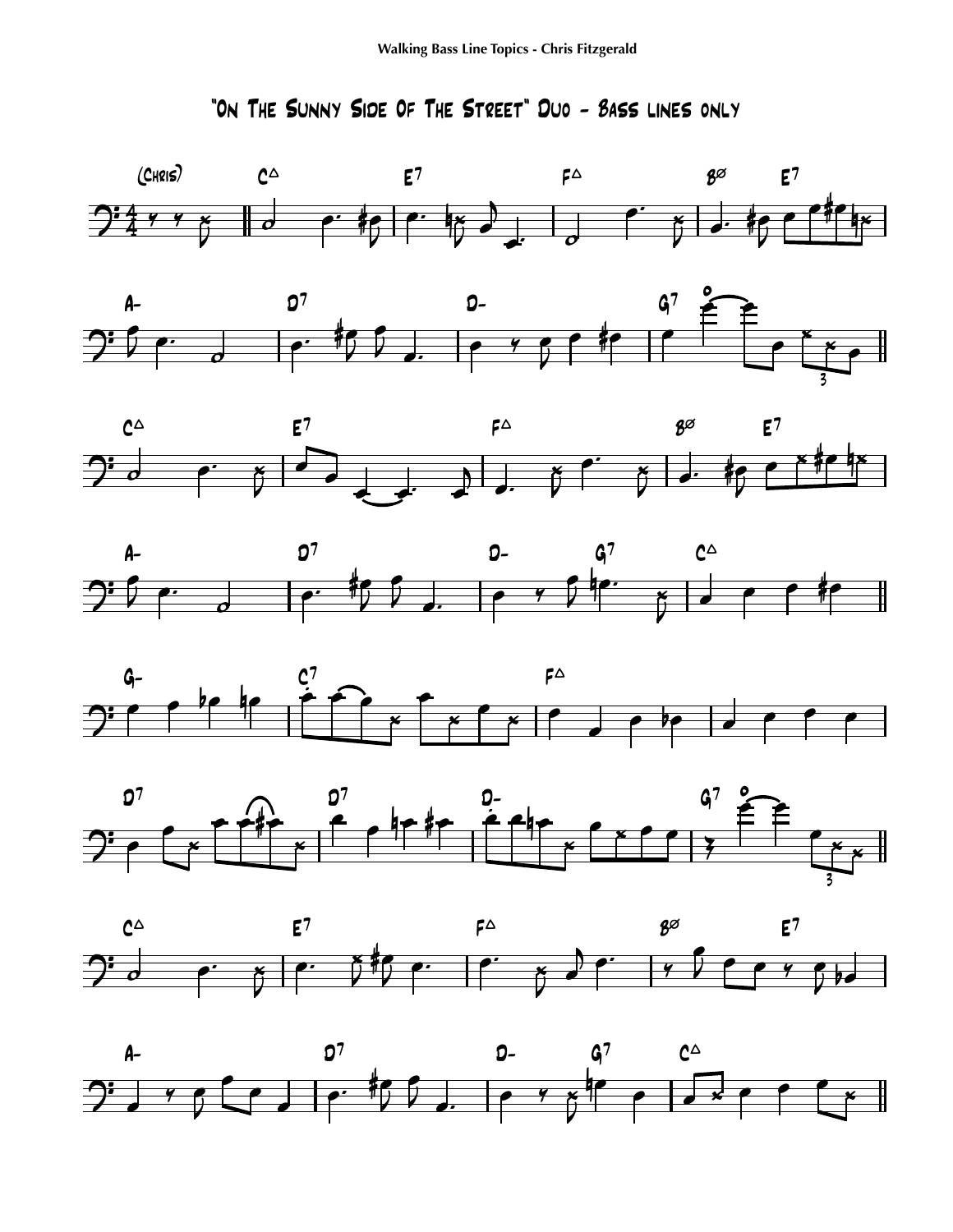# "On The Sunny Side Of The Street" Duo - Bass lines only

(Chris)

C△ E7 F△ Bø E7

A- D7 D- G7

C△ E7 F△ Bø E7

A- D7 D- G7 C△

G- C7 F△

D7 D7 D- G7

C△ E7 F△ Bø E7

A- D7 D- G7 C△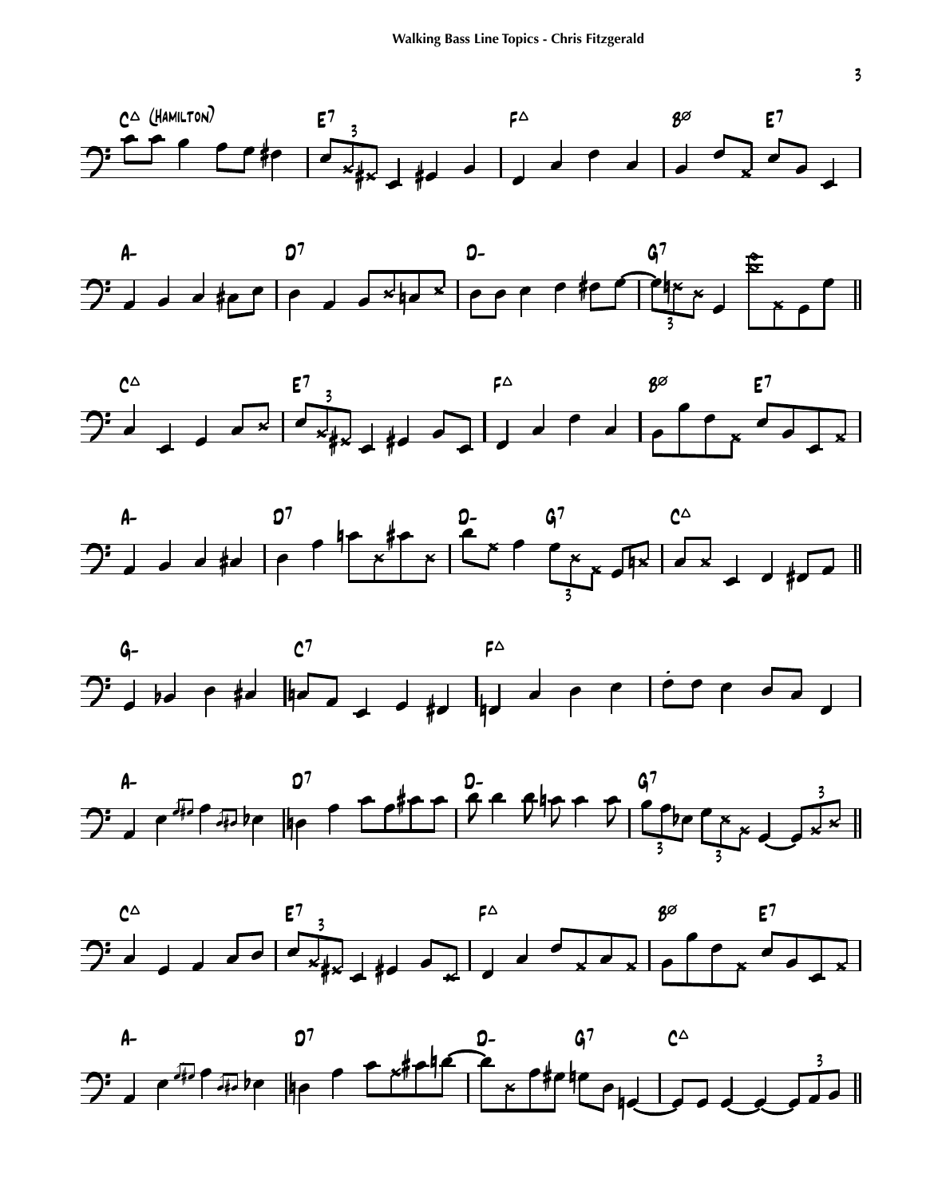C△ (Hamilton)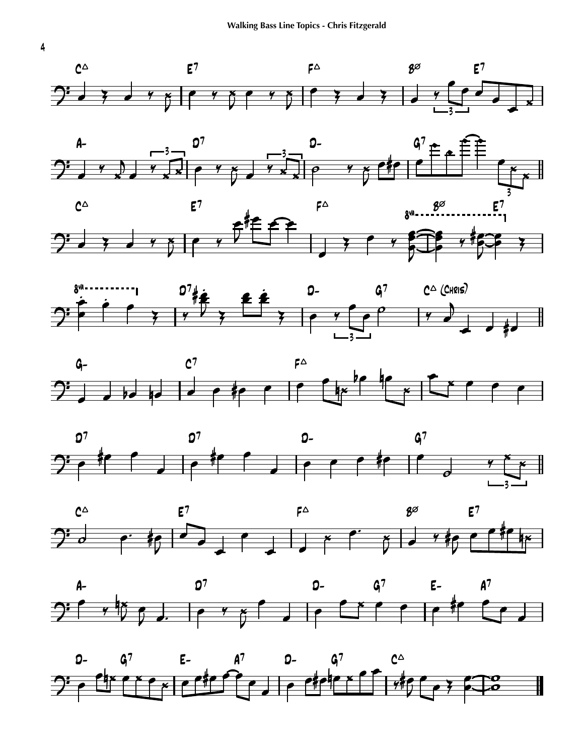C△ E7 F△ B∅ E7

A- D7 D- G7

C△ E7 F△ 8va B∅ E7

8va D7 D- G7 C△ (Chris)

G- C7 F△

D7 D7 D- G7

C△ E7 F△ B∅ E7

A- D7 D- G7 E- A7

D- G7 E- A7 D- G7 C△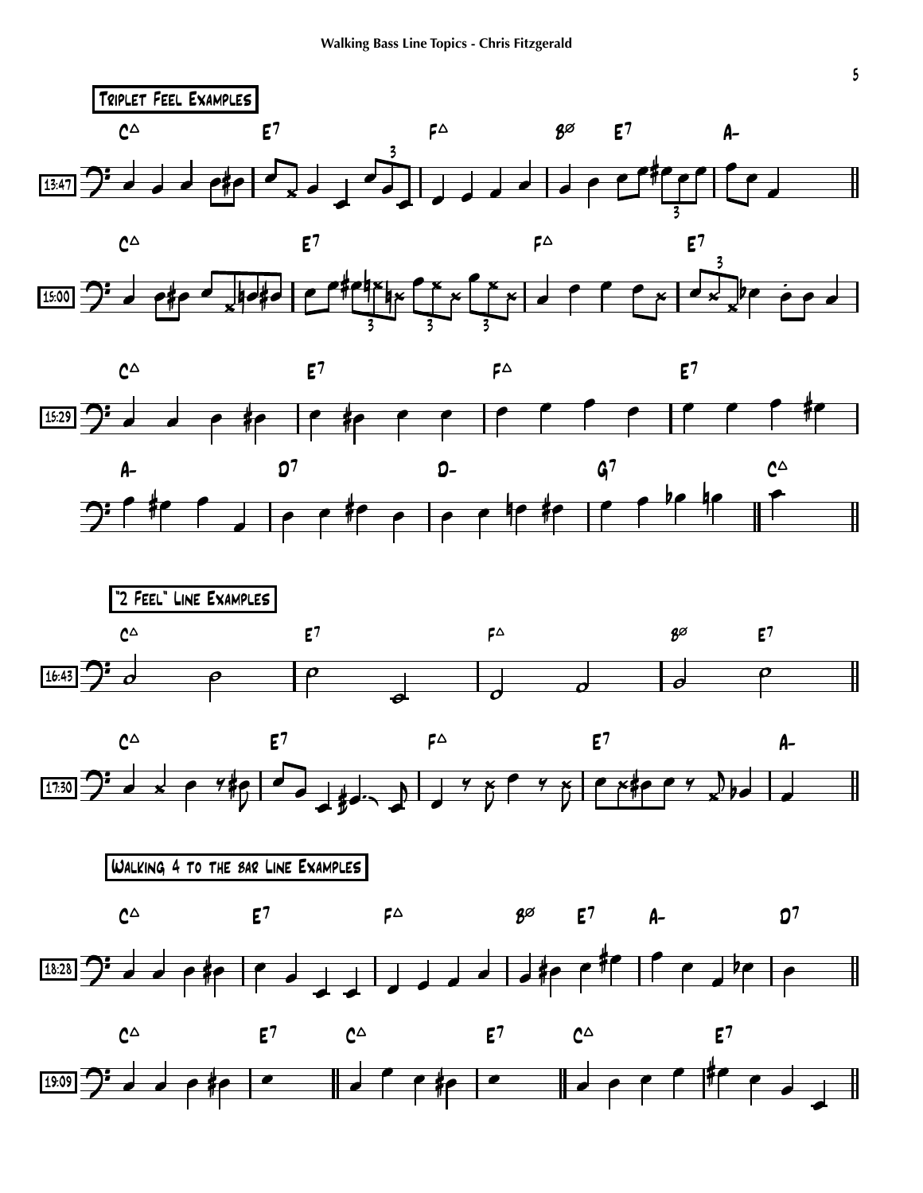### Triplet Feel Examples

13:47 — C△ | E7 | F△ | B∅ E7 | A-

15:00 — C△ | E7 | F△ | E7

15:29 — C△ | E7 | F△ | E7

A- | D7 | D- | G7 | C△

### "2 Feel" Line Examples

16:43 — C△ | E7 | F△ | B∅ E7

17:30 — C△ | E7 | F△ | E7 | A-

### Walking 4 to the bar Line Examples

18:28 — C△ | E7 | F△ | B∅ E7 | A- | D7

19:09 — C△ | E7 || C△ | E7 || C△ | E7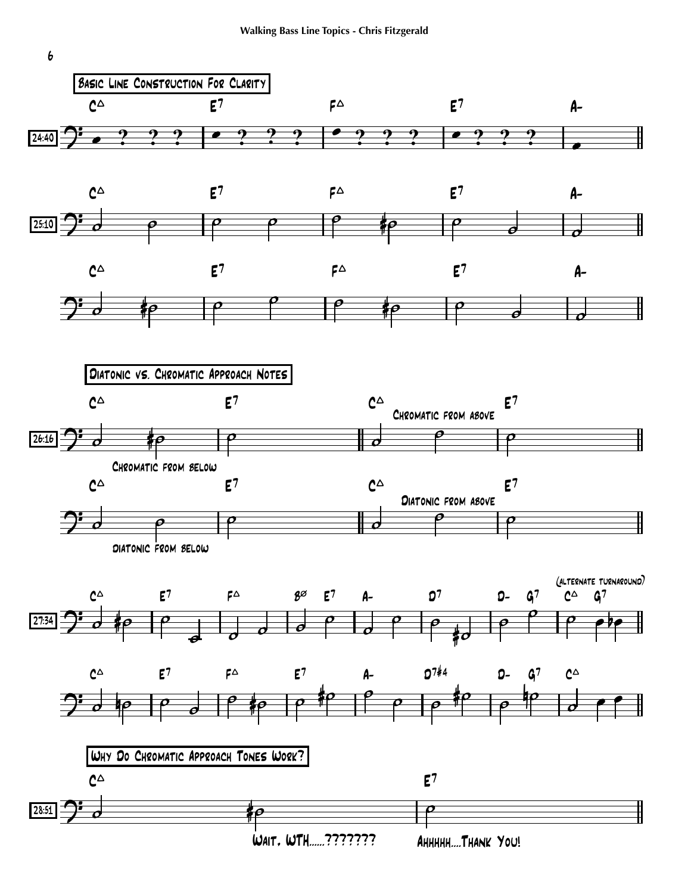## Basic Line Construction For Clarity

24:40

C△ | E7 | F△ | E7 | A-

25:10

C△ | E7 | F△ | E7 | A-

C△ | E7 | F△ | E7 | A-

## Diatonic vs. Chromatic Approach Notes

26:16

C△ | E7 || C△ | E7

Chromatic from below — Chromatic from above

C△ | E7 || C△ | E7

diatonic from below — Diatonic from above

27:34

C△ | E7 | F△ | B∅ E7 | A- | D7 | D- G7 | C△ G7

(alternate turnaround)

C△ | E7 | F△ | E7 | A- | D7♯4 | D- G7 | C△

## Why Do Chromatic Approach Tones Work?

28:51

C△ | E7

Wait, WTH......??????? Ahhhhh....Thank You!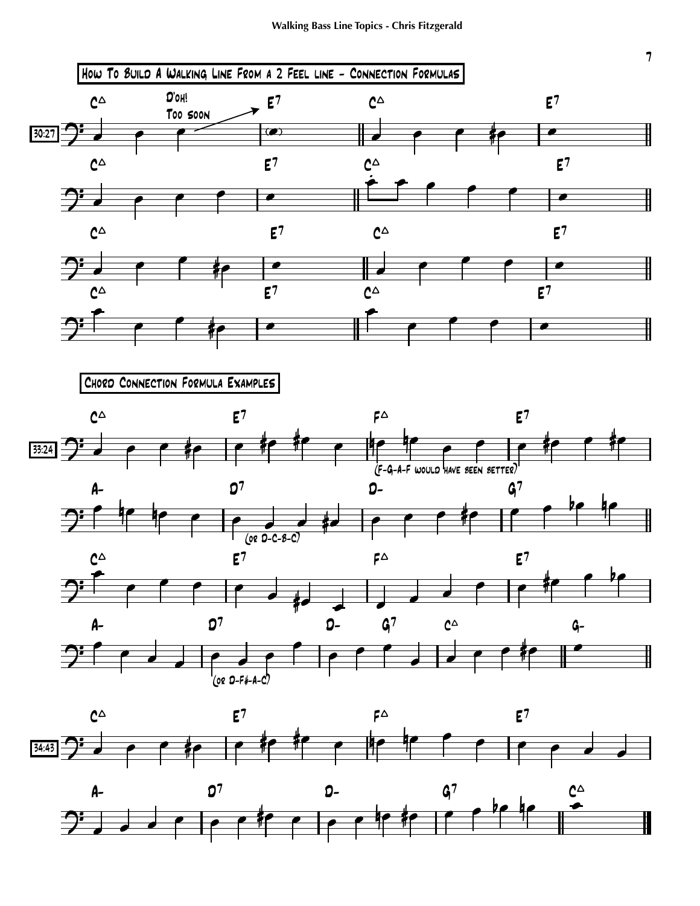## How To Build A Walking Line From a 2 Feel line - Connection Formulas

30:27

C△ | E7 | C△ | E7

D'oh! Too soon

C△ | E7 | C△ | E7

C△ | E7 | C△ | E7

C△ | E7 | C△ | E7

## Chord Connection Formula Examples

33:24

C△ | E7 | F△ | E7

(F-G-A-F would have been better)

A- | D7 | D- | G7

(or D-C-B-C)

C△ | E7 | F△ | E7

A- | D7 | D- G7 | C△ | G-

(or D-F♯-A-C)

34:43

C△ | E7 | F△ | E7

A- | D7 | D- | G7 | C△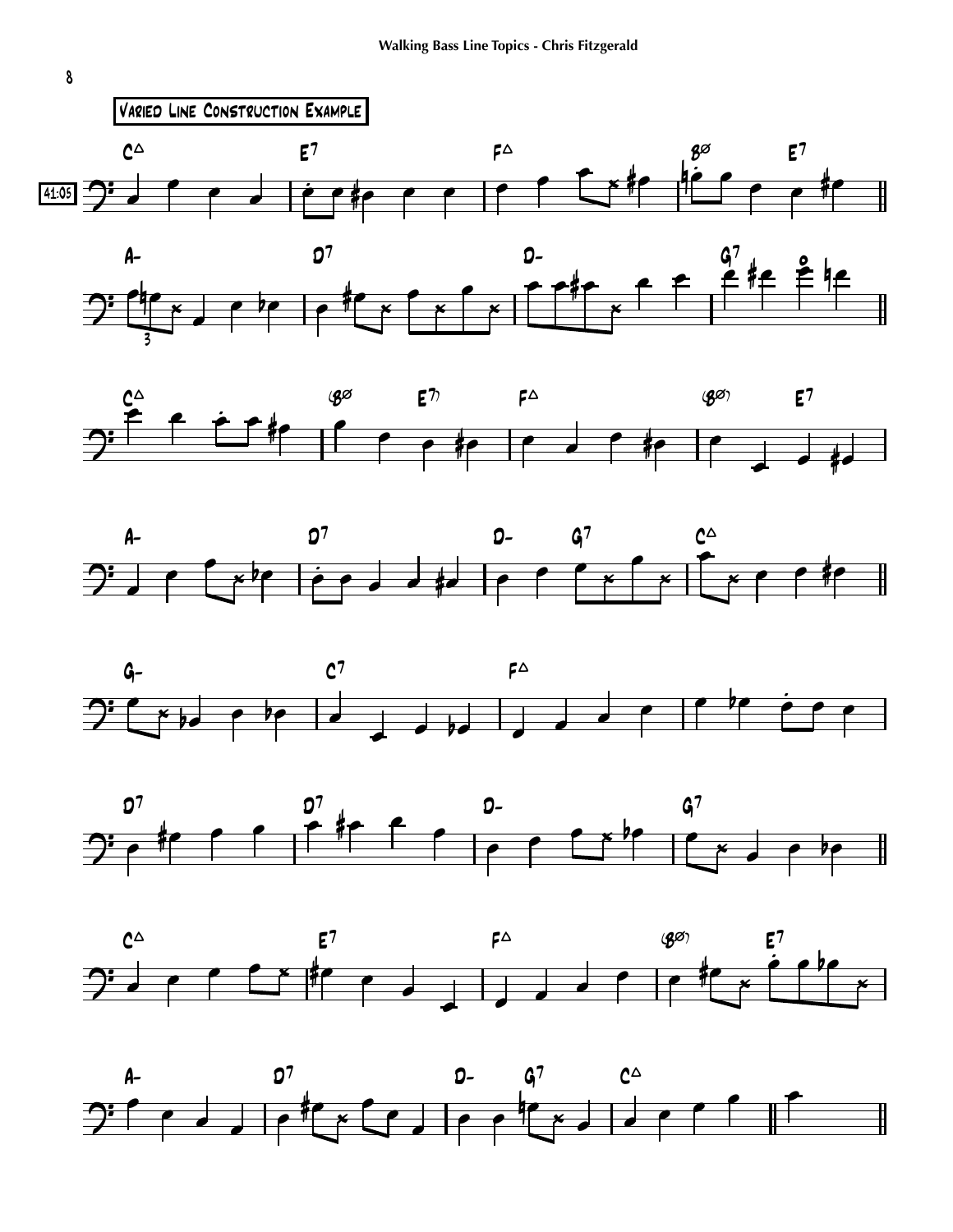## Varied Line Construction Example

41:05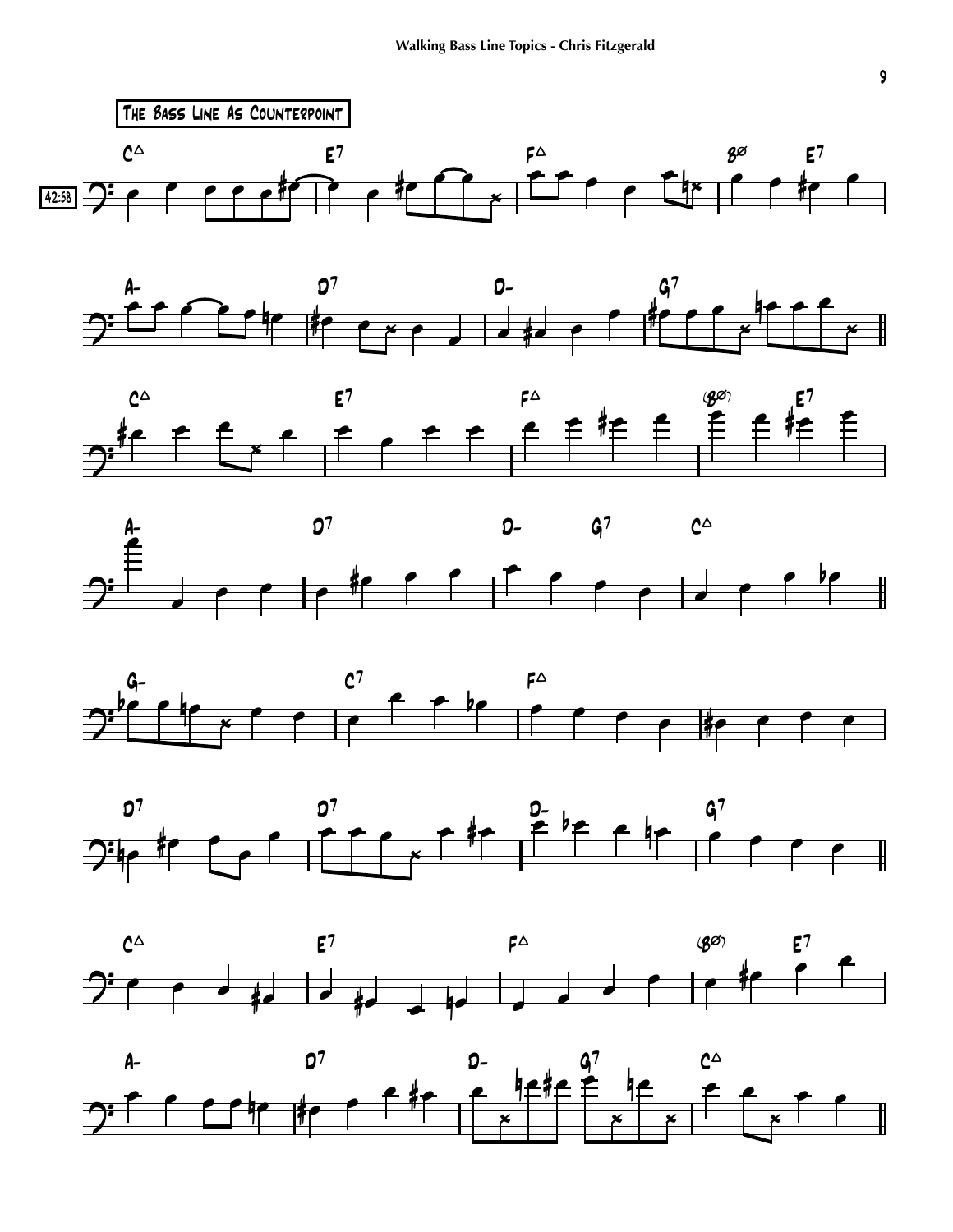## The Bass Line As Counterpoint

42:58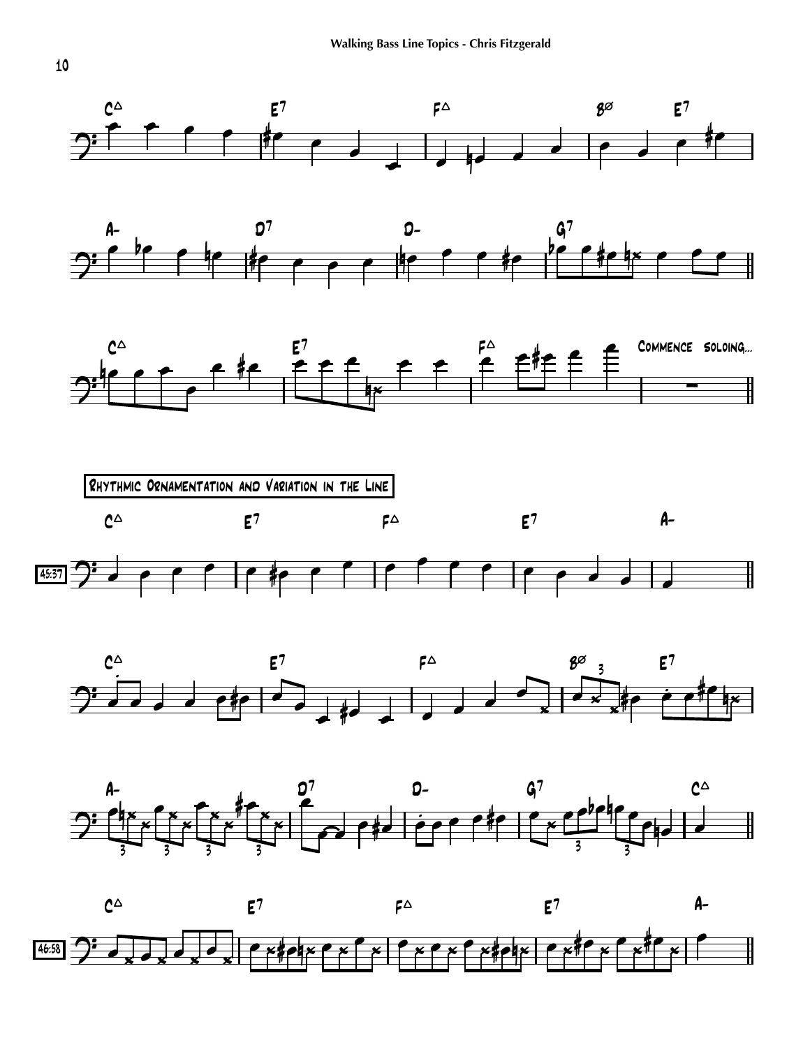## Rhythmic Ornamentation and Variation in the Line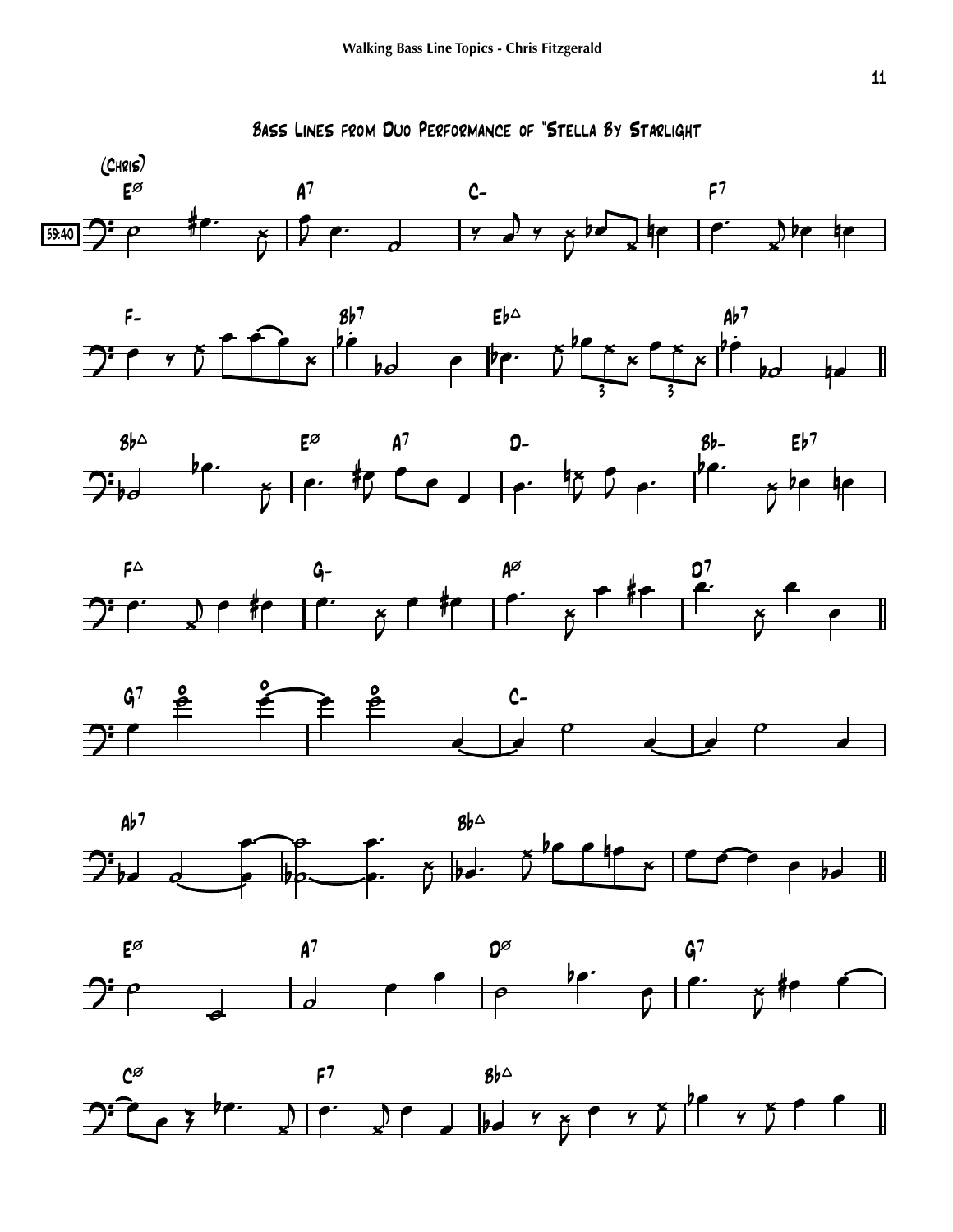# Bass Lines from Duo Performance of "Stella By Starlight

(Chris)

59:40

E∅ A7 C- F7

F- Bb7 Eb△ Ab7

Bb△ E∅ A7 D- Bb- Eb7

F△ G- A∅ D7

G7 C-

Ab7 Bb△

E∅ A7 D∅ G7

C∅ F7 Bb△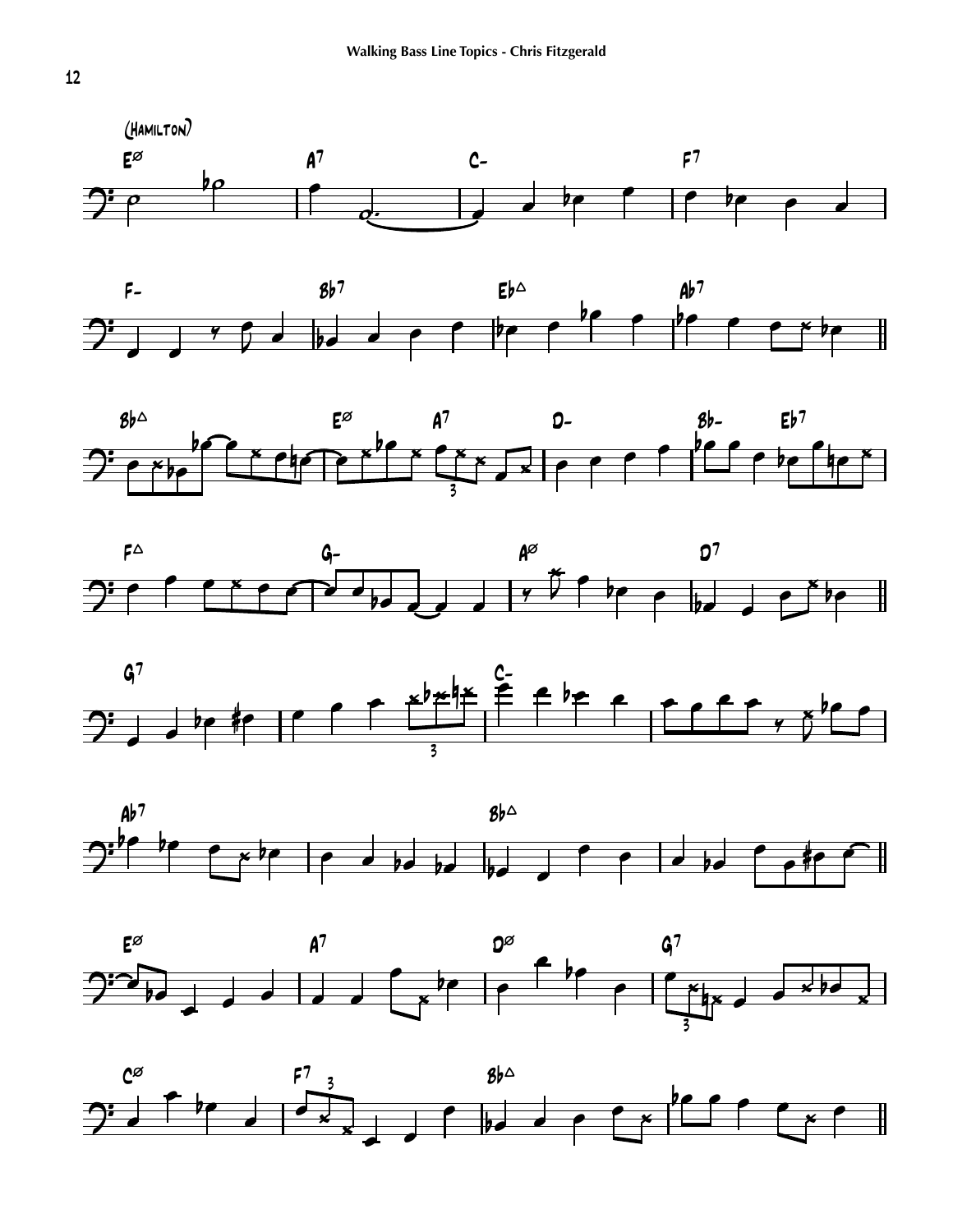(HAMILTON)

E∅ A7 C- F7

F- Bb7 Eb△ Ab7

Bb△ E∅ A7 D- Bb- Eb7

F△ G- A∅ D7

G7 C-

Ab7 Bb△

E∅ A7 D∅ G7

C∅ F7 Bb△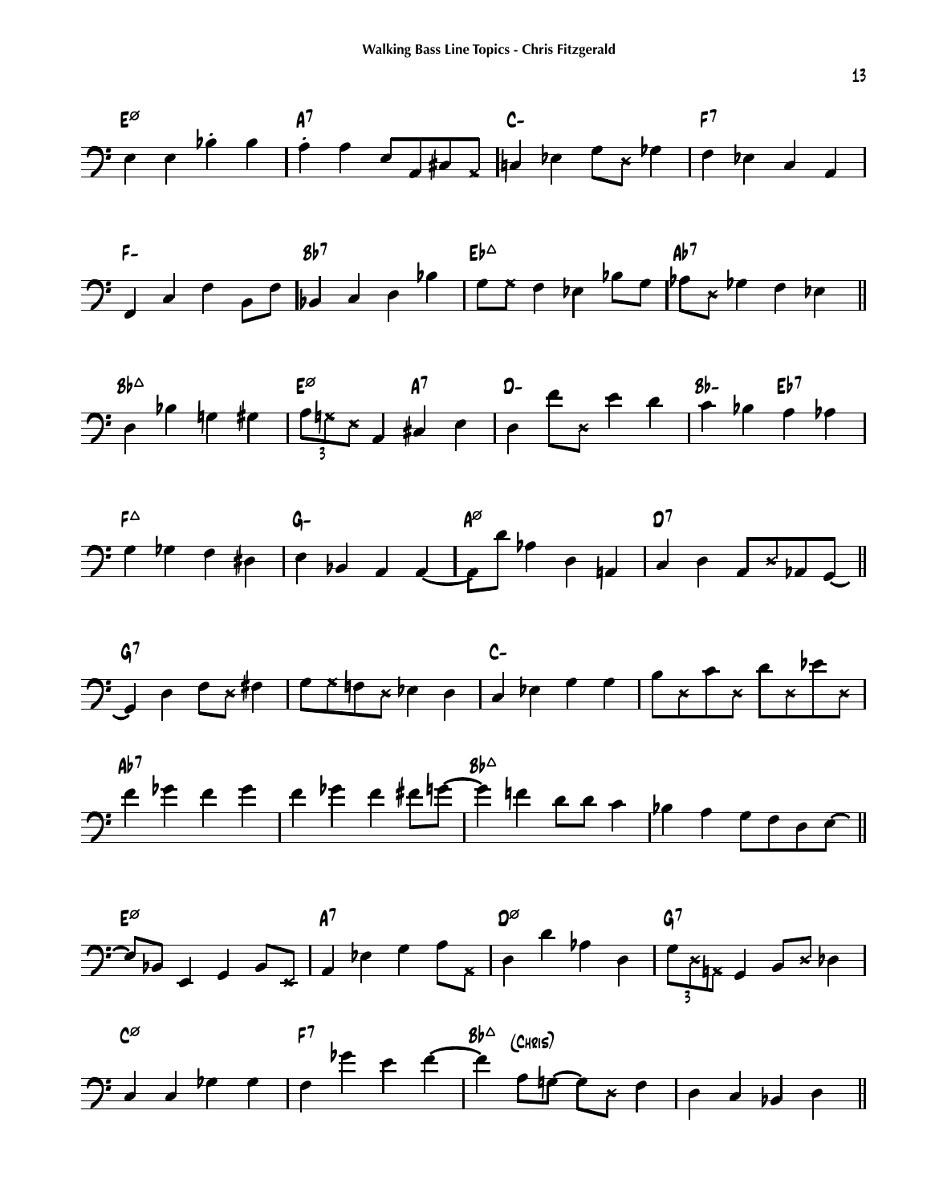E∅ A7 C- F7

F- Bb7 Eb△ Ab7

Bb△ E∅ A7 D- Bb- Eb7

F△ G- A∅ D7

G7 C-

Ab7 Bb△

E∅ A7 D∅ G7

C∅ F7 Bb△ (Chris)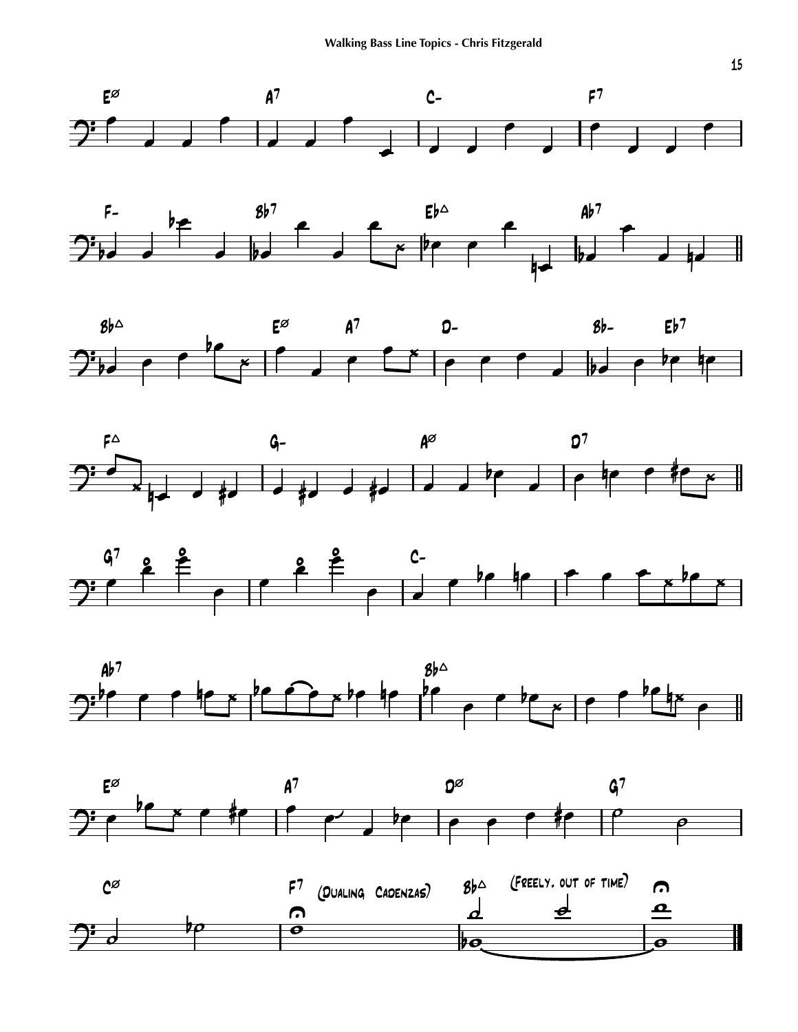E∅ A7 C- F7

F- Bb7 Eb△ Ab7

Bb△ E∅ A7 D- Bb- Eb7

F△ G- A∅ D7

G7 C-

Ab7 Bb△

E∅ A7 D∅ G7

C∅ F7 (Dualing Cadenzas) Bb△ (Freely, out of time)